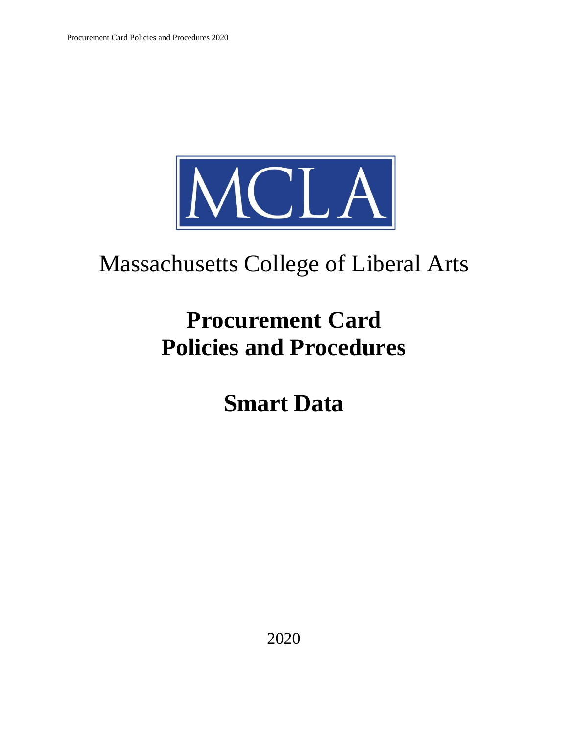MCLA

# Massachusetts College of Liberal Arts

# Procurement Card Policies and Procedures

# Smart Data

2020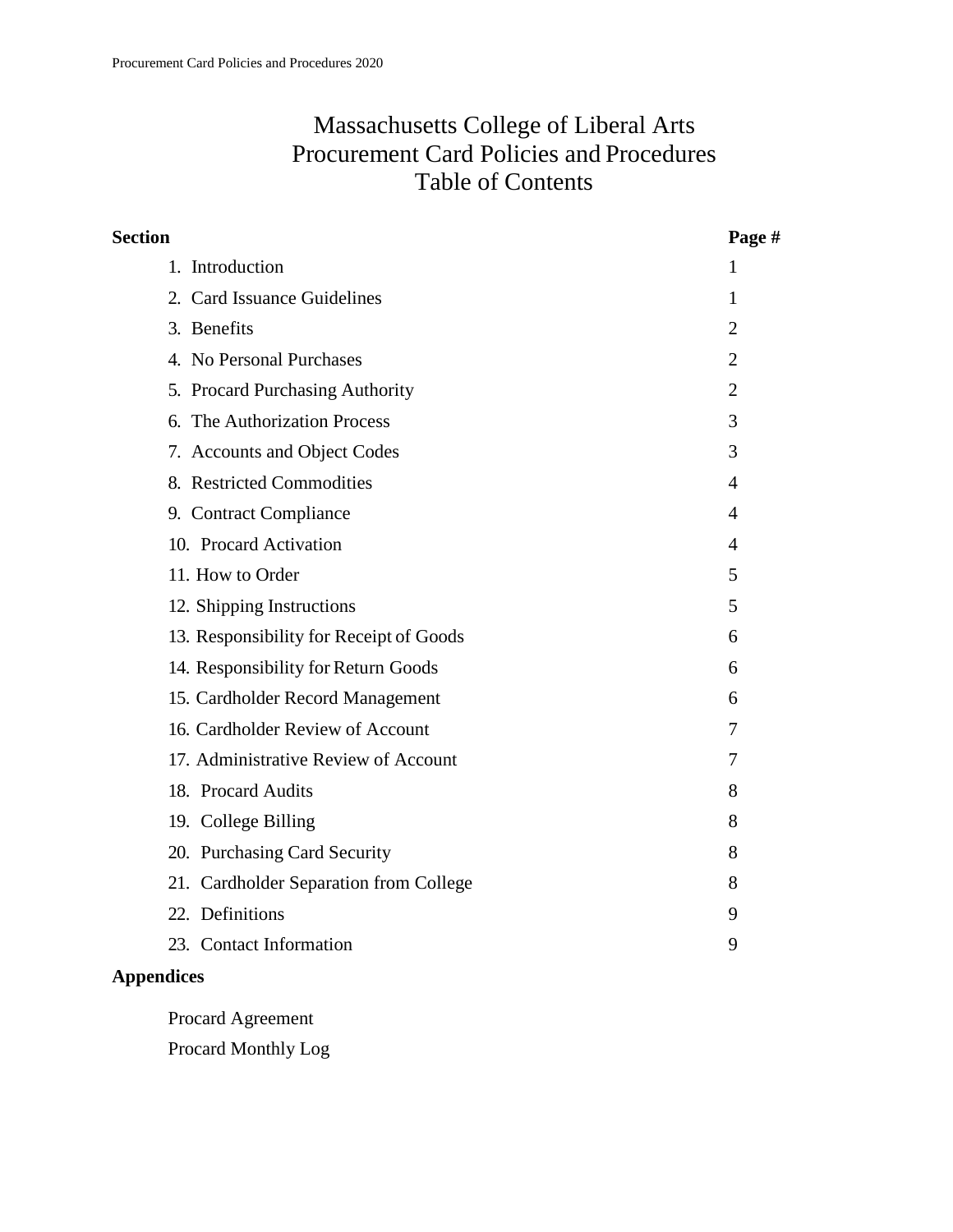# Massachusetts College of Liberal Arts
# Procurement Card Policies and Procedures
# Table of Contents

| Section | Page # |
| --- | --- |
| 1. Introduction | 1 |
| 2. Card Issuance Guidelines | 1 |
| 3. Benefits | 2 |
| 4. No Personal Purchases | 2 |
| 5. Procard Purchasing Authority | 2 |
| 6. The Authorization Process | 3 |
| 7. Accounts and Object Codes | 3 |
| 8. Restricted Commodities | 4 |
| 9. Contract Compliance | 4 |
| 10. Procard Activation | 4 |
| 11. How to Order | 5 |
| 12. Shipping Instructions | 5 |
| 13. Responsibility for Receipt of Goods | 6 |
| 14. Responsibility for Return Goods | 6 |
| 15. Cardholder Record Management | 6 |
| 16. Cardholder Review of Account | 7 |
| 17. Administrative Review of Account | 7 |
| 18. Procard Audits | 8 |
| 19. College Billing | 8 |
| 20. Purchasing Card Security | 8 |
| 21. Cardholder Separation from College | 8 |
| 22. Definitions | 9 |
| 23. Contact Information | 9 |

**Appendices**

Procard Agreement

Procard Monthly Log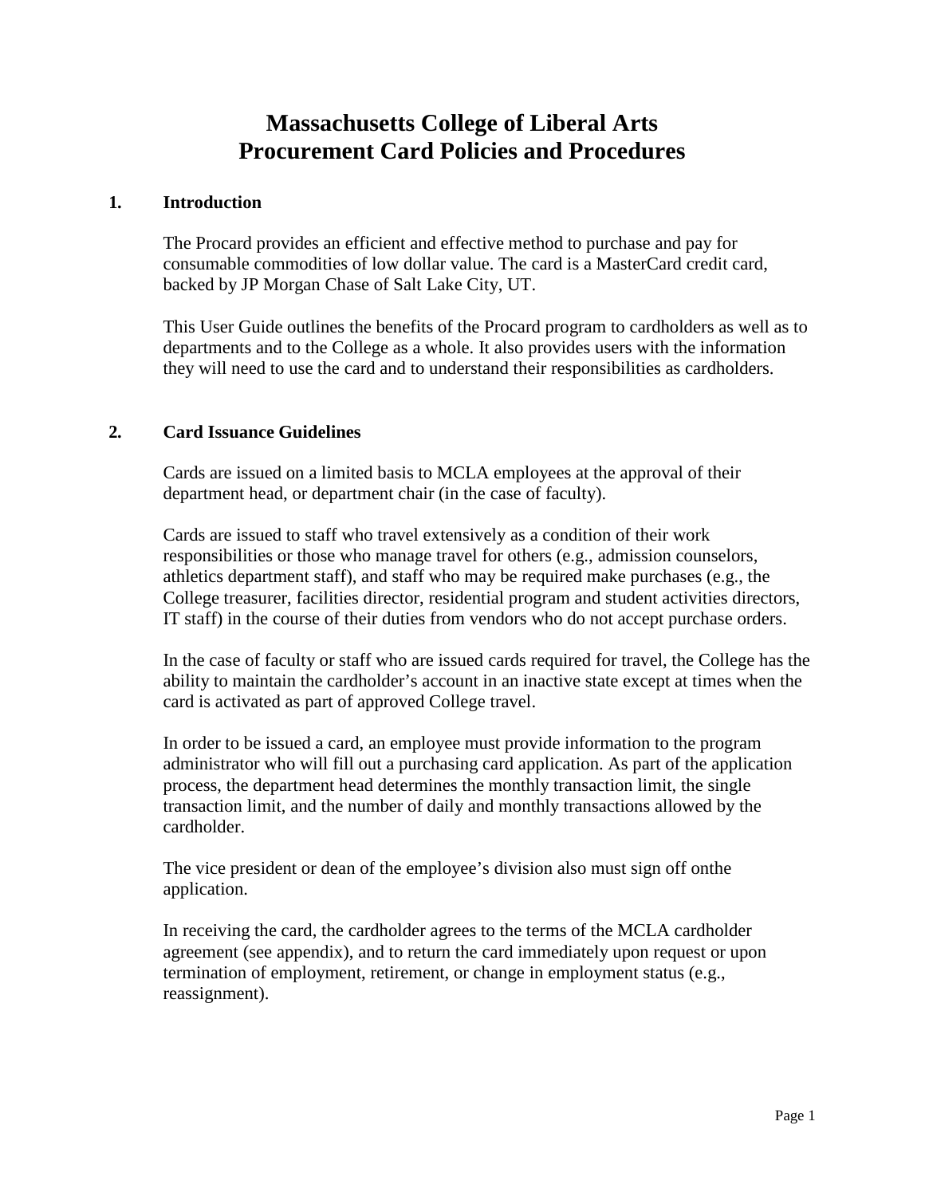# Massachusetts College of Liberal Arts
# Procurement Card Policies and Procedures

## 1. Introduction

The Procard provides an efficient and effective method to purchase and pay for consumable commodities of low dollar value. The card is a MasterCard credit card, backed by JP Morgan Chase of Salt Lake City, UT.

This User Guide outlines the benefits of the Procard program to cardholders as well as to departments and to the College as a whole. It also provides users with the information they will need to use the card and to understand their responsibilities as cardholders.

## 2. Card Issuance Guidelines

Cards are issued on a limited basis to MCLA employees at the approval of their department head, or department chair (in the case of faculty).

Cards are issued to staff who travel extensively as a condition of their work responsibilities or those who manage travel for others (e.g., admission counselors, athletics department staff), and staff who may be required make purchases (e.g., the College treasurer, facilities director, residential program and student activities directors, IT staff) in the course of their duties from vendors who do not accept purchase orders.

In the case of faculty or staff who are issued cards required for travel, the College has the ability to maintain the cardholder's account in an inactive state except at times when the card is activated as part of approved College travel.

In order to be issued a card, an employee must provide information to the program administrator who will fill out a purchasing card application. As part of the application process, the department head determines the monthly transaction limit, the single transaction limit, and the number of daily and monthly transactions allowed by the cardholder.

The vice president or dean of the employee's division also must sign off onthe application.

In receiving the card, the cardholder agrees to the terms of the MCLA cardholder agreement (see appendix), and to return the card immediately upon request or upon termination of employment, retirement, or change in employment status (e.g., reassignment).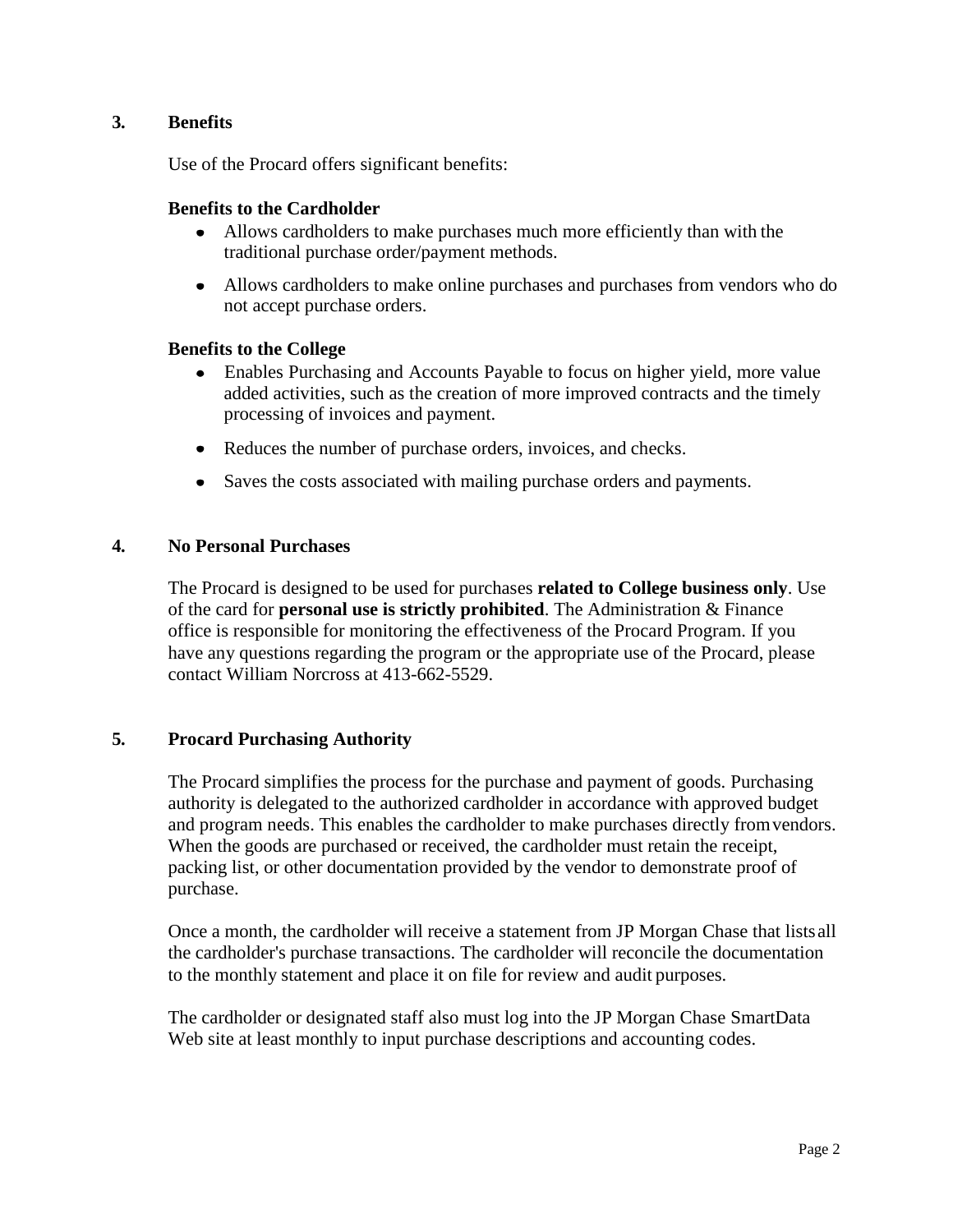## 3. Benefits

Use of the Procard offers significant benefits:

### Benefits to the Cardholder

- Allows cardholders to make purchases much more efficiently than with the traditional purchase order/payment methods.
- Allows cardholders to make online purchases and purchases from vendors who do not accept purchase orders.

### Benefits to the College

- Enables Purchasing and Accounts Payable to focus on higher yield, more value added activities, such as the creation of more improved contracts and the timely processing of invoices and payment.
- Reduces the number of purchase orders, invoices, and checks.
- Saves the costs associated with mailing purchase orders and payments.

## 4. No Personal Purchases

The Procard is designed to be used for purchases **related to College business only**. Use of the card for **personal use is strictly prohibited**. The Administration & Finance office is responsible for monitoring the effectiveness of the Procard Program. If you have any questions regarding the program or the appropriate use of the Procard, please contact William Norcross at 413-662-5529.

## 5. Procard Purchasing Authority

The Procard simplifies the process for the purchase and payment of goods. Purchasing authority is delegated to the authorized cardholder in accordance with approved budget and program needs. This enables the cardholder to make purchases directly from vendors. When the goods are purchased or received, the cardholder must retain the receipt, packing list, or other documentation provided by the vendor to demonstrate proof of purchase.

Once a month, the cardholder will receive a statement from JP Morgan Chase that lists all the cardholder's purchase transactions. The cardholder will reconcile the documentation to the monthly statement and place it on file for review and audit purposes.

The cardholder or designated staff also must log into the JP Morgan Chase SmartData Web site at least monthly to input purchase descriptions and accounting codes.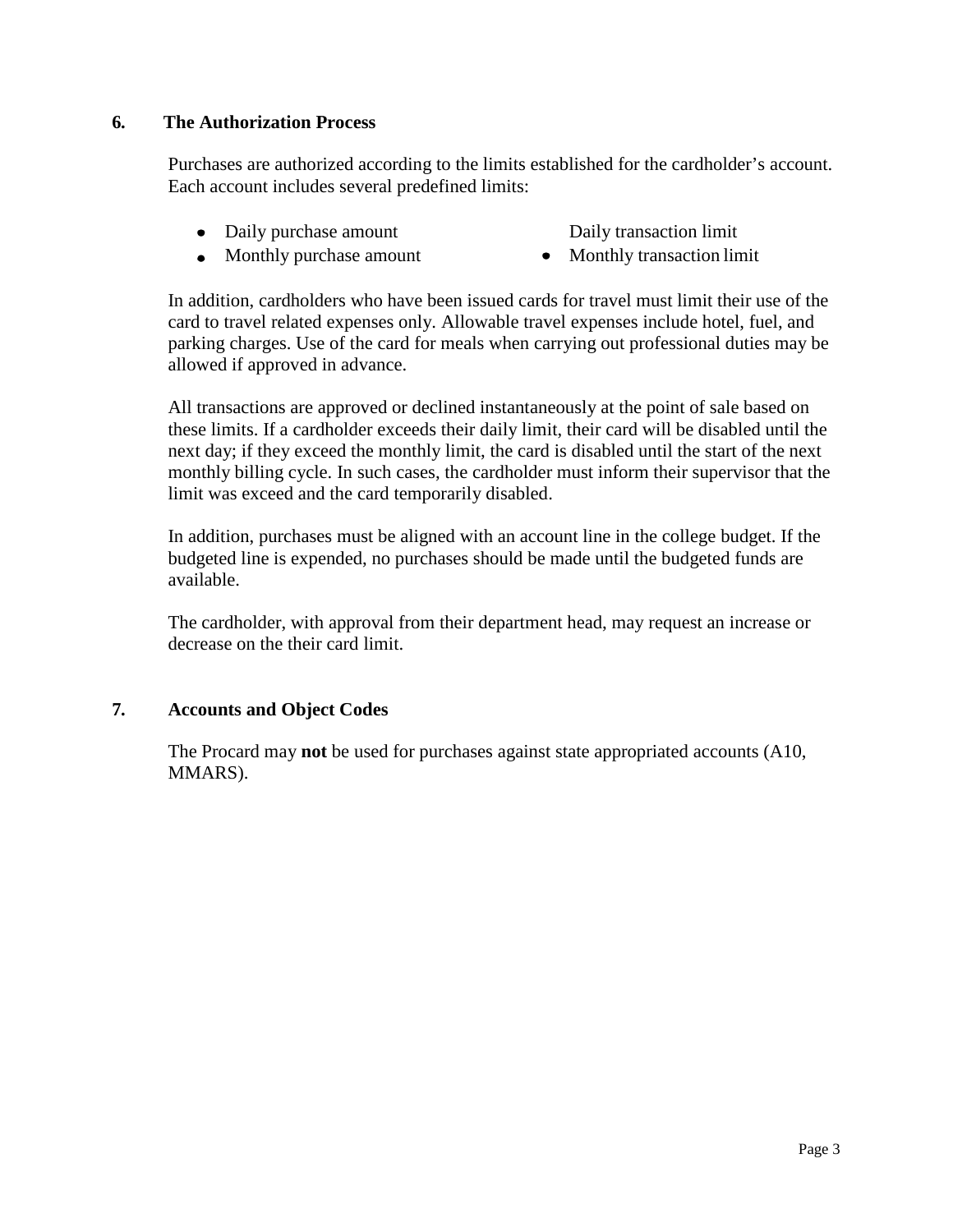## 6. The Authorization Process

Purchases are authorized according to the limits established for the cardholder's account. Each account includes several predefined limits:

- Daily purchase amount
- Monthly purchase amount
- Daily transaction limit
- Monthly transaction limit

In addition, cardholders who have been issued cards for travel must limit their use of the card to travel related expenses only. Allowable travel expenses include hotel, fuel, and parking charges. Use of the card for meals when carrying out professional duties may be allowed if approved in advance.

All transactions are approved or declined instantaneously at the point of sale based on these limits. If a cardholder exceeds their daily limit, their card will be disabled until the next day; if they exceed the monthly limit, the card is disabled until the start of the next monthly billing cycle. In such cases, the cardholder must inform their supervisor that the limit was exceed and the card temporarily disabled.

In addition, purchases must be aligned with an account line in the college budget. If the budgeted line is expended, no purchases should be made until the budgeted funds are available.

The cardholder, with approval from their department head, may request an increase or decrease on the their card limit.

## 7. Accounts and Object Codes

The Procard may **not** be used for purchases against state appropriated accounts (A10, MMARS).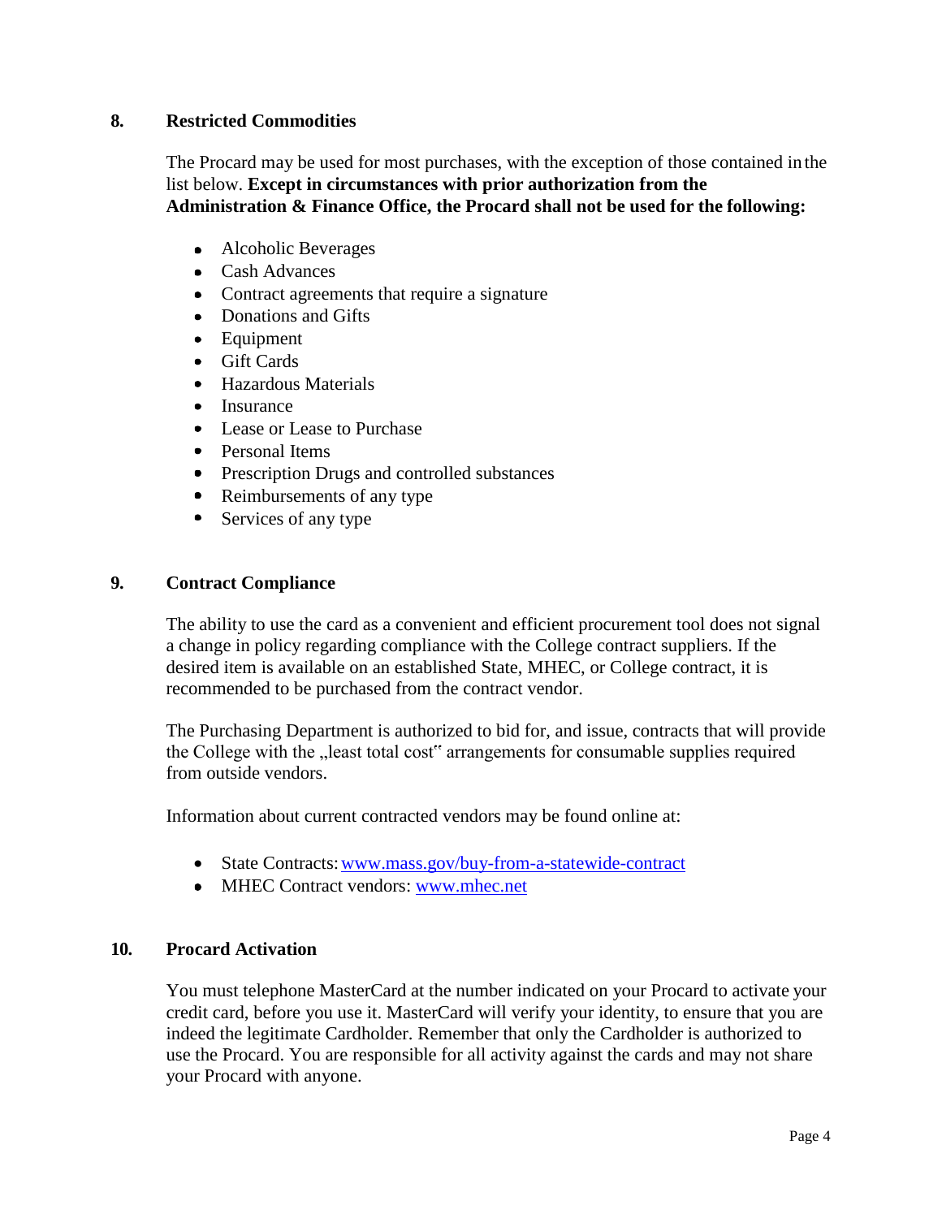## 8. Restricted Commodities

The Procard may be used for most purchases, with the exception of those contained in the list below. **Except in circumstances with prior authorization from the Administration & Finance Office, the Procard shall not be used for the following:**

- Alcoholic Beverages
- Cash Advances
- Contract agreements that require a signature
- Donations and Gifts
- Equipment
- Gift Cards
- Hazardous Materials
- Insurance
- Lease or Lease to Purchase
- Personal Items
- Prescription Drugs and controlled substances
- Reimbursements of any type
- Services of any type

## 9. Contract Compliance

The ability to use the card as a convenient and efficient procurement tool does not signal a change in policy regarding compliance with the College contract suppliers. If the desired item is available on an established State, MHEC, or College contract, it is recommended to be purchased from the contract vendor.

The Purchasing Department is authorized to bid for, and issue, contracts that will provide the College with the „least total cost‟ arrangements for consumable supplies required from outside vendors.

Information about current contracted vendors may be found online at:

- State Contracts: www.mass.gov/buy-from-a-statewide-contract
- MHEC Contract vendors: www.mhec.net

## 10. Procard Activation

You must telephone MasterCard at the number indicated on your Procard to activate your credit card, before you use it. MasterCard will verify your identity, to ensure that you are indeed the legitimate Cardholder. Remember that only the Cardholder is authorized to use the Procard. You are responsible for all activity against the cards and may not share your Procard with anyone.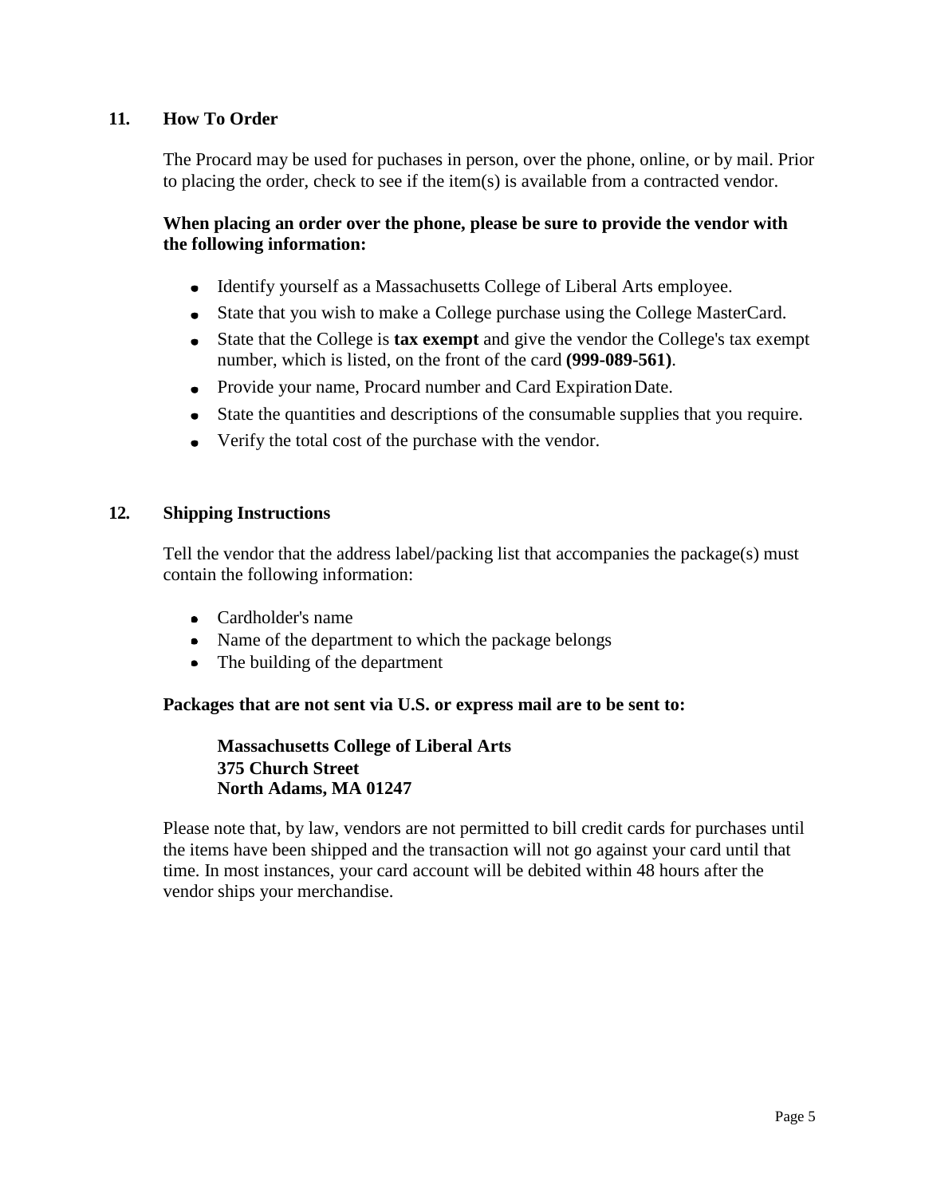## 11. How To Order

The Procard may be used for puchases in person, over the phone, online, or by mail. Prior to placing the order, check to see if the item(s) is available from a contracted vendor.

**When placing an order over the phone, please be sure to provide the vendor with the following information:**

- Identify yourself as a Massachusetts College of Liberal Arts employee.
- State that you wish to make a College purchase using the College MasterCard.
- State that the College is **tax exempt** and give the vendor the College's tax exempt number, which is listed, on the front of the card **(999-089-561)**.
- Provide your name, Procard number and Card Expiration Date.
- State the quantities and descriptions of the consumable supplies that you require.
- Verify the total cost of the purchase with the vendor.

## 12. Shipping Instructions

Tell the vendor that the address label/packing list that accompanies the package(s) must contain the following information:

- Cardholder's name
- Name of the department to which the package belongs
- The building of the department

**Packages that are not sent via U.S. or express mail are to be sent to:**

**Massachusetts College of Liberal Arts**
**375 Church Street**
**North Adams, MA 01247**

Please note that, by law, vendors are not permitted to bill credit cards for purchases until the items have been shipped and the transaction will not go against your card until that time. In most instances, your card account will be debited within 48 hours after the vendor ships your merchandise.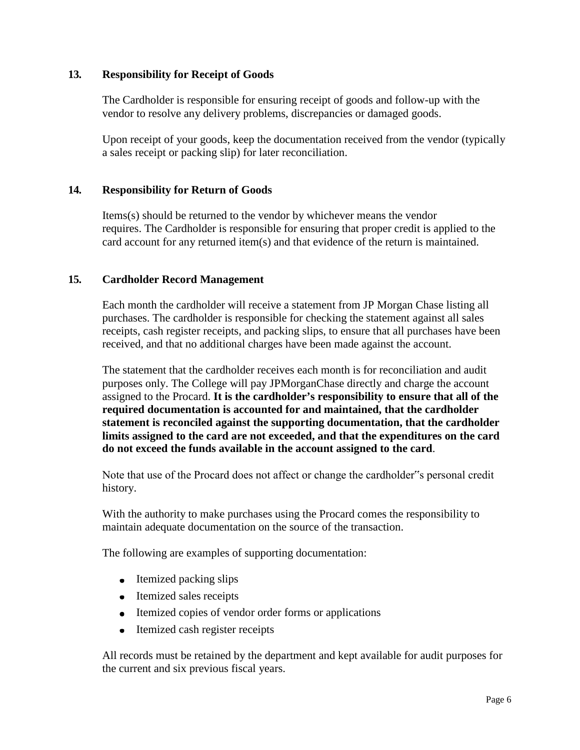## 13. Responsibility for Receipt of Goods

The Cardholder is responsible for ensuring receipt of goods and follow-up with the vendor to resolve any delivery problems, discrepancies or damaged goods.

Upon receipt of your goods, keep the documentation received from the vendor (typically a sales receipt or packing slip) for later reconciliation.

## 14. Responsibility for Return of Goods

Items(s) should be returned to the vendor by whichever means the vendor requires. The Cardholder is responsible for ensuring that proper credit is applied to the card account for any returned item(s) and that evidence of the return is maintained.

## 15. Cardholder Record Management

Each month the cardholder will receive a statement from JP Morgan Chase listing all purchases. The cardholder is responsible for checking the statement against all sales receipts, cash register receipts, and packing slips, to ensure that all purchases have been received, and that no additional charges have been made against the account.

The statement that the cardholder receives each month is for reconciliation and audit purposes only. The College will pay JPMorganChase directly and charge the account assigned to the Procard. **It is the cardholder's responsibility to ensure that all of the required documentation is accounted for and maintained, that the cardholder statement is reconciled against the supporting documentation, that the cardholder limits assigned to the card are not exceeded, and that the expenditures on the card do not exceed the funds available in the account assigned to the card**.

Note that use of the Procard does not affect or change the cardholder"s personal credit history.

With the authority to make purchases using the Procard comes the responsibility to maintain adequate documentation on the source of the transaction.

The following are examples of supporting documentation:

- Itemized packing slips
- Itemized sales receipts
- Itemized copies of vendor order forms or applications
- Itemized cash register receipts

All records must be retained by the department and kept available for audit purposes for the current and six previous fiscal years.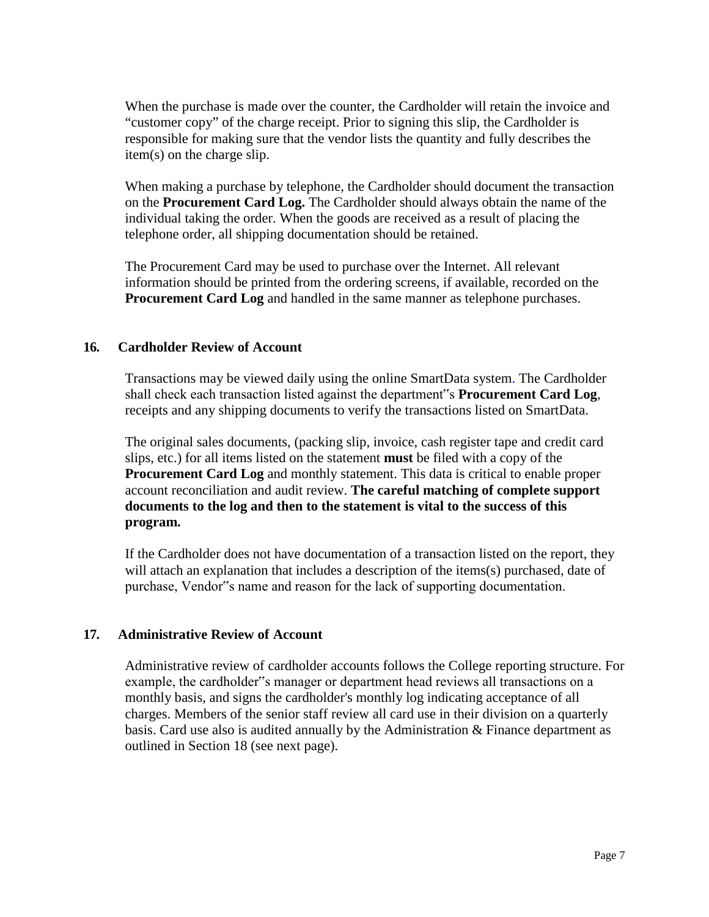When the purchase is made over the counter, the Cardholder will retain the invoice and "customer copy" of the charge receipt. Prior to signing this slip, the Cardholder is responsible for making sure that the vendor lists the quantity and fully describes the item(s) on the charge slip.

When making a purchase by telephone, the Cardholder should document the transaction on the **Procurement Card Log.** The Cardholder should always obtain the name of the individual taking the order. When the goods are received as a result of placing the telephone order, all shipping documentation should be retained.

The Procurement Card may be used to purchase over the Internet. All relevant information should be printed from the ordering screens, if available, recorded on the **Procurement Card Log** and handled in the same manner as telephone purchases.

## 16. Cardholder Review of Account

Transactions may be viewed daily using the online SmartData system. The Cardholder shall check each transaction listed against the department"s **Procurement Card Log**, receipts and any shipping documents to verify the transactions listed on SmartData.

The original sales documents, (packing slip, invoice, cash register tape and credit card slips, etc.) for all items listed on the statement **must** be filed with a copy of the **Procurement Card Log** and monthly statement. This data is critical to enable proper account reconciliation and audit review. **The careful matching of complete support documents to the log and then to the statement is vital to the success of this program.**

If the Cardholder does not have documentation of a transaction listed on the report, they will attach an explanation that includes a description of the items(s) purchased, date of purchase, Vendor"s name and reason for the lack of supporting documentation.

## 17. Administrative Review of Account

Administrative review of cardholder accounts follows the College reporting structure. For example, the cardholder"s manager or department head reviews all transactions on a monthly basis, and signs the cardholder's monthly log indicating acceptance of all charges. Members of the senior staff review all card use in their division on a quarterly basis. Card use also is audited annually by the Administration & Finance department as outlined in Section 18 (see next page).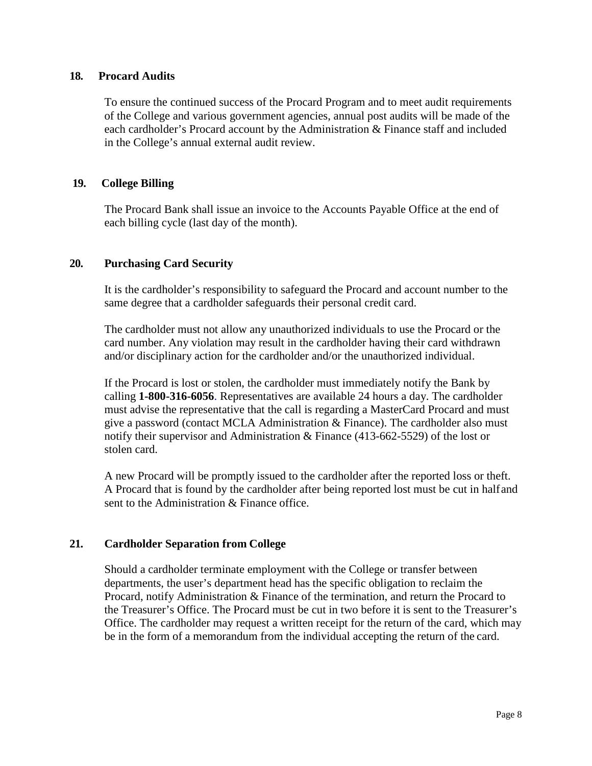## 18. Procard Audits

To ensure the continued success of the Procard Program and to meet audit requirements of the College and various government agencies, annual post audits will be made of the each cardholder's Procard account by the Administration & Finance staff and included in the College's annual external audit review.

## 19. College Billing

The Procard Bank shall issue an invoice to the Accounts Payable Office at the end of each billing cycle (last day of the month).

## 20. Purchasing Card Security

It is the cardholder's responsibility to safeguard the Procard and account number to the same degree that a cardholder safeguards their personal credit card.

The cardholder must not allow any unauthorized individuals to use the Procard or the card number. Any violation may result in the cardholder having their card withdrawn and/or disciplinary action for the cardholder and/or the unauthorized individual.

If the Procard is lost or stolen, the cardholder must immediately notify the Bank by calling **1-800-316-6056**. Representatives are available 24 hours a day. The cardholder must advise the representative that the call is regarding a MasterCard Procard and must give a password (contact MCLA Administration & Finance). The cardholder also must notify their supervisor and Administration & Finance (413-662-5529) of the lost or stolen card.

A new Procard will be promptly issued to the cardholder after the reported loss or theft. A Procard that is found by the cardholder after being reported lost must be cut in half and sent to the Administration & Finance office.

## 21. Cardholder Separation from College

Should a cardholder terminate employment with the College or transfer between departments, the user's department head has the specific obligation to reclaim the Procard, notify Administration & Finance of the termination, and return the Procard to the Treasurer's Office. The Procard must be cut in two before it is sent to the Treasurer's Office. The cardholder may request a written receipt for the return of the card, which may be in the form of a memorandum from the individual accepting the return of the card.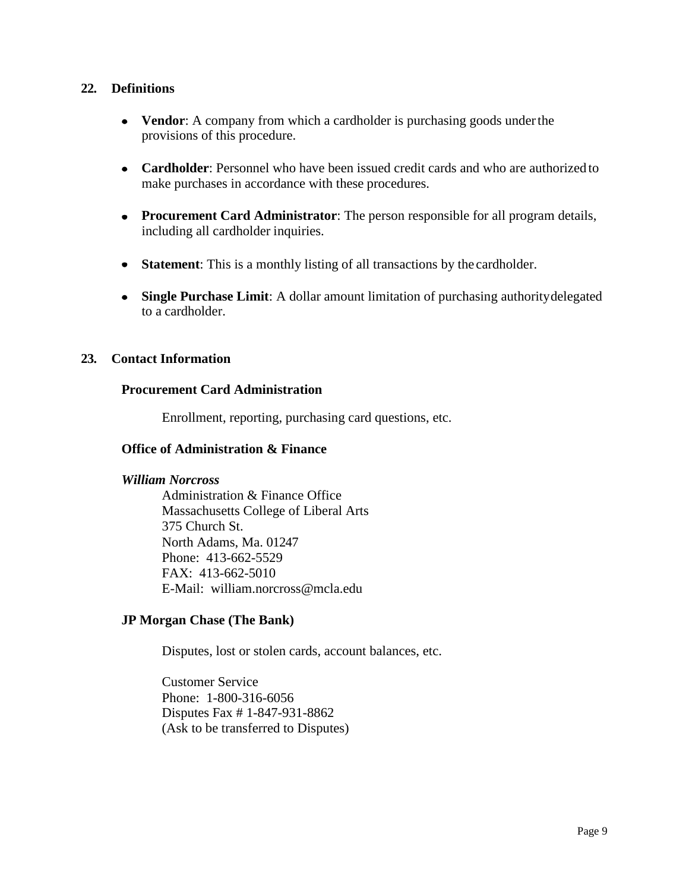## 22. Definitions

- **Vendor**: A company from which a cardholder is purchasing goods under the provisions of this procedure.
- **Cardholder**: Personnel who have been issued credit cards and who are authorized to make purchases in accordance with these procedures.
- **Procurement Card Administrator**: The person responsible for all program details, including all cardholder inquiries.
- **Statement**: This is a monthly listing of all transactions by the cardholder.
- **Single Purchase Limit**: A dollar amount limitation of purchasing authority delegated to a cardholder.

## 23. Contact Information

**Procurement Card Administration**

Enrollment, reporting, purchasing card questions, etc.

**Office of Administration & Finance**

***William Norcross***

Administration & Finance Office
Massachusetts College of Liberal Arts
375 Church St.
North Adams, Ma. 01247
Phone: 413-662-5529
FAX: 413-662-5010
E-Mail: william.norcross@mcla.edu

**JP Morgan Chase (The Bank)**

Disputes, lost or stolen cards, account balances, etc.

Customer Service
Phone: 1-800-316-6056
Disputes Fax # 1-847-931-8862
(Ask to be transferred to Disputes)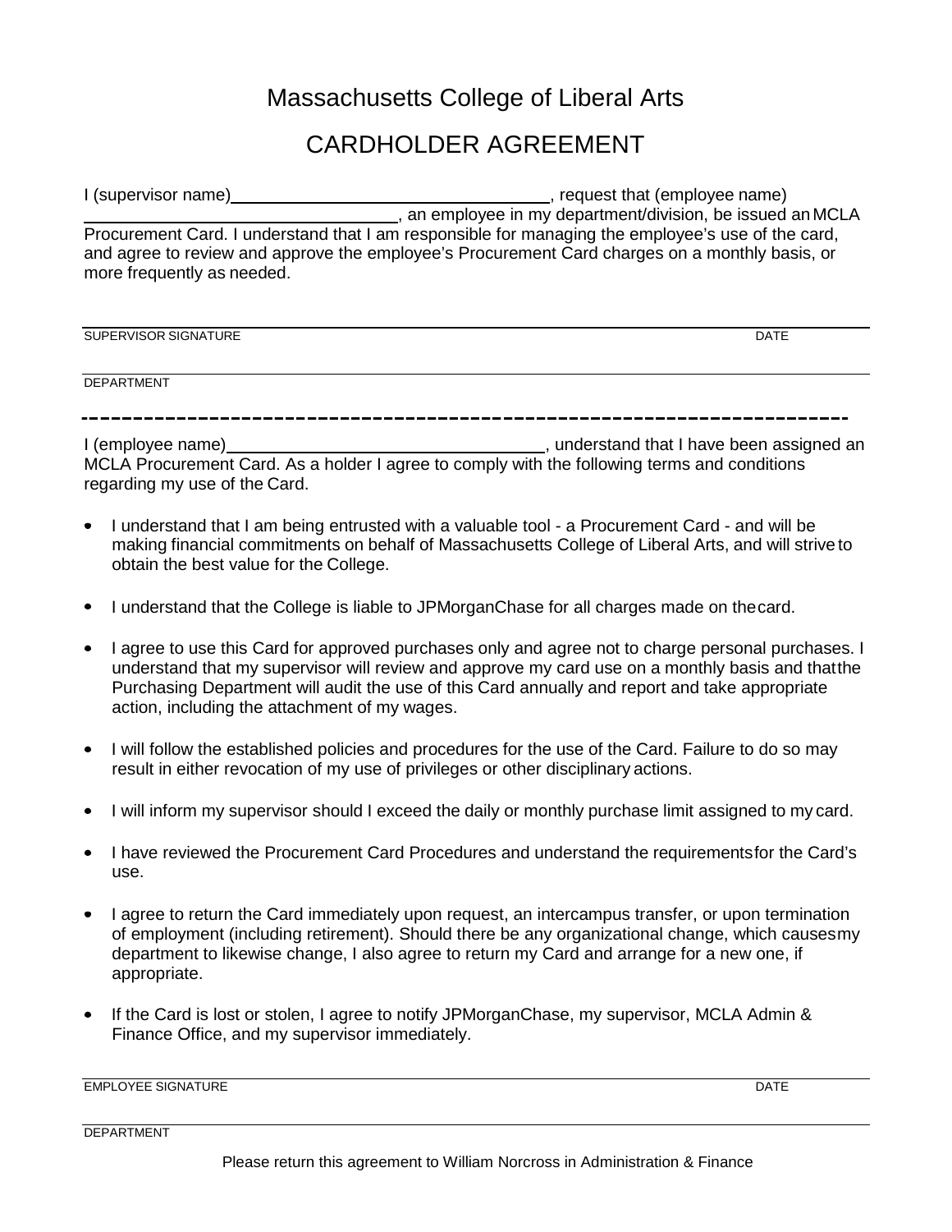# Massachusetts College of Liberal Arts

## CARDHOLDER AGREEMENT

I (supervisor name)\_\_\_\_\_\_\_\_\_\_\_\_\_\_\_\_\_\_\_\_\_\_\_\_\_\_\_\_\_\_\_\_\_\_, request that (employee name) \_\_\_\_\_\_\_\_\_\_\_\_\_\_\_\_\_\_\_\_\_\_\_\_\_\_\_\_\_\_\_\_\_\_, an employee in my department/division, be issued an MCLA Procurement Card. I understand that I am responsible for managing the employee's use of the card, and agree to review and approve the employee's Procurement Card charges on a monthly basis, or more frequently as needed.

\_\_\_\_\_\_\_\_\_\_\_\_\_\_\_\_\_\_\_\_\_\_\_\_\_\_\_\_\_\_\_\_\_\_\_\_\_\_\_\_\_\_\_\_\_\_\_\_\_\_\_\_\_\_\_\_\_\_\_\_\_\_\_\_\_\_\_\_\_\_

SUPERVISOR SIGNATURE DATE

\_\_\_\_\_\_\_\_\_\_\_\_\_\_\_\_\_\_\_\_\_\_\_\_\_\_\_\_\_\_\_\_\_\_\_\_\_\_\_\_\_\_\_\_\_\_\_\_\_\_\_\_\_\_\_\_\_\_\_\_\_\_\_\_\_\_\_\_\_\_

DEPARTMENT

---

I (employee name)\_\_\_\_\_\_\_\_\_\_\_\_\_\_\_\_\_\_\_\_\_\_\_\_\_\_\_\_\_\_\_\_\_\_, understand that I have been assigned an MCLA Procurement Card. As a holder I agree to comply with the following terms and conditions regarding my use of the Card.

- I understand that I am being entrusted with a valuable tool - a Procurement Card - and will be making financial commitments on behalf of Massachusetts College of Liberal Arts, and will strive to obtain the best value for the College.
- I understand that the College is liable to JPMorganChase for all charges made on the card.
- I agree to use this Card for approved purchases only and agree not to charge personal purchases. I understand that my supervisor will review and approve my card use on a monthly basis and that the Purchasing Department will audit the use of this Card annually and report and take appropriate action, including the attachment of my wages.
- I will follow the established policies and procedures for the use of the Card. Failure to do so may result in either revocation of my use of privileges or other disciplinary actions.
- I will inform my supervisor should I exceed the daily or monthly purchase limit assigned to my card.
- I have reviewed the Procurement Card Procedures and understand the requirements for the Card's use.
- I agree to return the Card immediately upon request, an intercampus transfer, or upon termination of employment (including retirement). Should there be any organizational change, which causes my department to likewise change, I also agree to return my Card and arrange for a new one, if appropriate.
- If the Card is lost or stolen, I agree to notify JPMorganChase, my supervisor, MCLA Admin & Finance Office, and my supervisor immediately.

\_\_\_\_\_\_\_\_\_\_\_\_\_\_\_\_\_\_\_\_\_\_\_\_\_\_\_\_\_\_\_\_\_\_\_\_\_\_\_\_\_\_\_\_\_\_\_\_\_\_\_\_\_\_\_\_\_\_\_\_\_\_\_\_\_\_\_\_\_\_

EMPLOYEE SIGNATURE DATE

\_\_\_\_\_\_\_\_\_\_\_\_\_\_\_\_\_\_\_\_\_\_\_\_\_\_\_\_\_\_\_\_\_\_\_\_\_\_\_\_\_\_\_\_\_\_\_\_\_\_\_\_\_\_\_\_\_\_\_\_\_\_\_\_\_\_\_\_\_\_

DEPARTMENT

Please return this agreement to William Norcross in Administration & Finance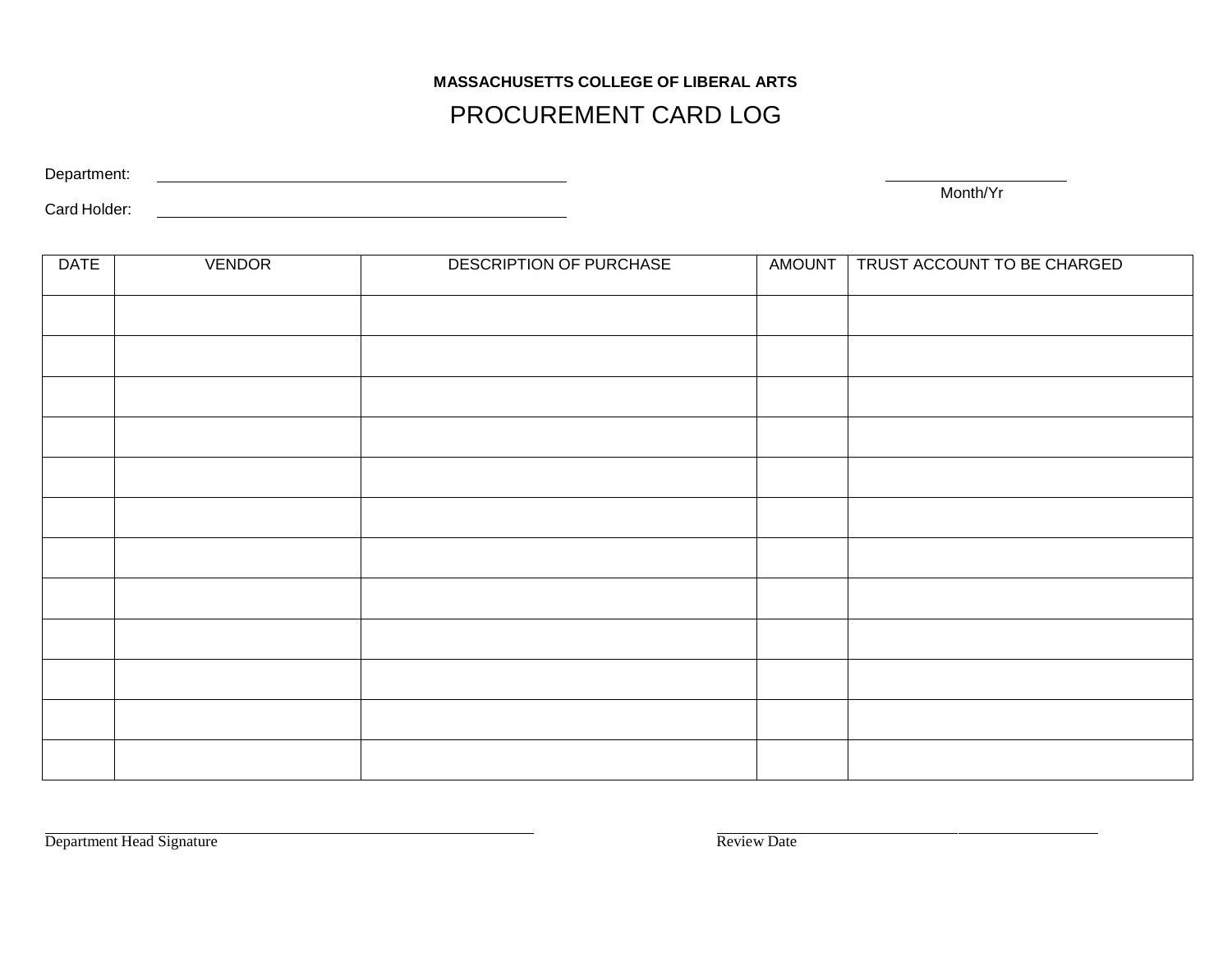**MASSACHUSETTS COLLEGE OF LIBERAL ARTS**

# PROCUREMENT CARD LOG

Department: ______________________________________________

Card Holder: ______________________________________________

____________________
Month/Yr

| DATE | VENDOR | DESCRIPTION OF PURCHASE | AMOUNT | TRUST ACCOUNT TO BE CHARGED |
|---|---|---|---|---|
| | | | | |
| | | | | |
| | | | | |
| | | | | |
| | | | | |
| | | | | |
| | | | | |
| | | | | |
| | | | | |
| | | | | |
| | | | | |
| | | | | |

______________________________________________
Department Head Signature

______________________________
Review Date